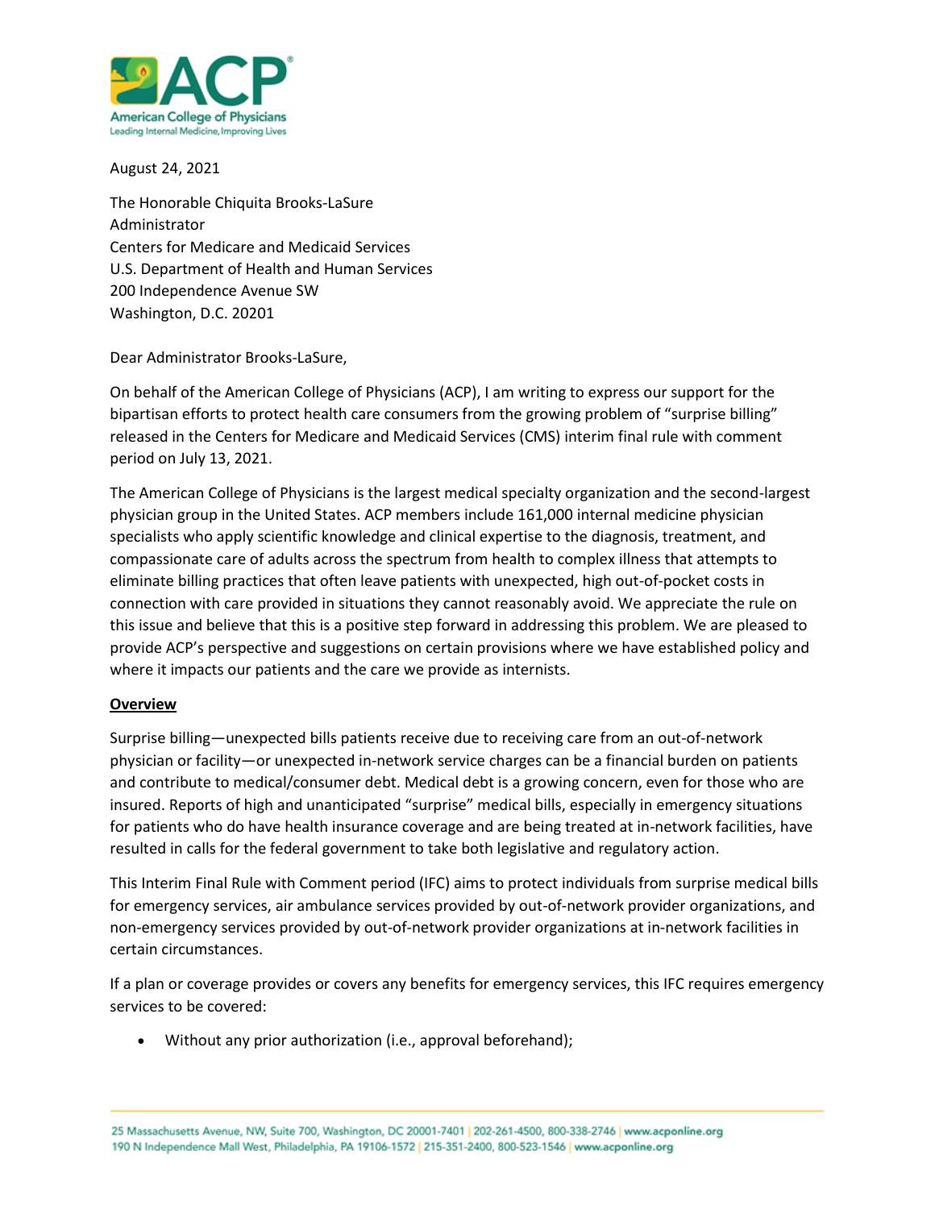August 24, 2021

The Honorable Chiquita Brooks-LaSure
Administrator
Centers for Medicare and Medicaid Services
U.S. Department of Health and Human Services
200 Independence Avenue SW
Washington, D.C. 20201

Dear Administrator Brooks-LaSure,

On behalf of the American College of Physicians (ACP), I am writing to express our support for the bipartisan efforts to protect health care consumers from the growing problem of "surprise billing" released in the Centers for Medicare and Medicaid Services (CMS) interim final rule with comment period on July 13, 2021.

The American College of Physicians is the largest medical specialty organization and the second-largest physician group in the United States. ACP members include 161,000 internal medicine physician specialists who apply scientific knowledge and clinical expertise to the diagnosis, treatment, and compassionate care of adults across the spectrum from health to complex illness that attempts to eliminate billing practices that often leave patients with unexpected, high out-of-pocket costs in connection with care provided in situations they cannot reasonably avoid. We appreciate the rule on this issue and believe that this is a positive step forward in addressing this problem. We are pleased to provide ACP's perspective and suggestions on certain provisions where we have established policy and where it impacts our patients and the care we provide as internists.

**Overview**

Surprise billing—unexpected bills patients receive due to receiving care from an out-of-network physician or facility—or unexpected in-network service charges can be a financial burden on patients and contribute to medical/consumer debt. Medical debt is a growing concern, even for those who are insured. Reports of high and unanticipated "surprise" medical bills, especially in emergency situations for patients who do have health insurance coverage and are being treated at in-network facilities, have resulted in calls for the federal government to take both legislative and regulatory action.

This Interim Final Rule with Comment period (IFC) aims to protect individuals from surprise medical bills for emergency services, air ambulance services provided by out-of-network provider organizations, and non-emergency services provided by out-of-network provider organizations at in-network facilities in certain circumstances.

If a plan or coverage provides or covers any benefits for emergency services, this IFC requires emergency services to be covered:

- Without any prior authorization (i.e., approval beforehand);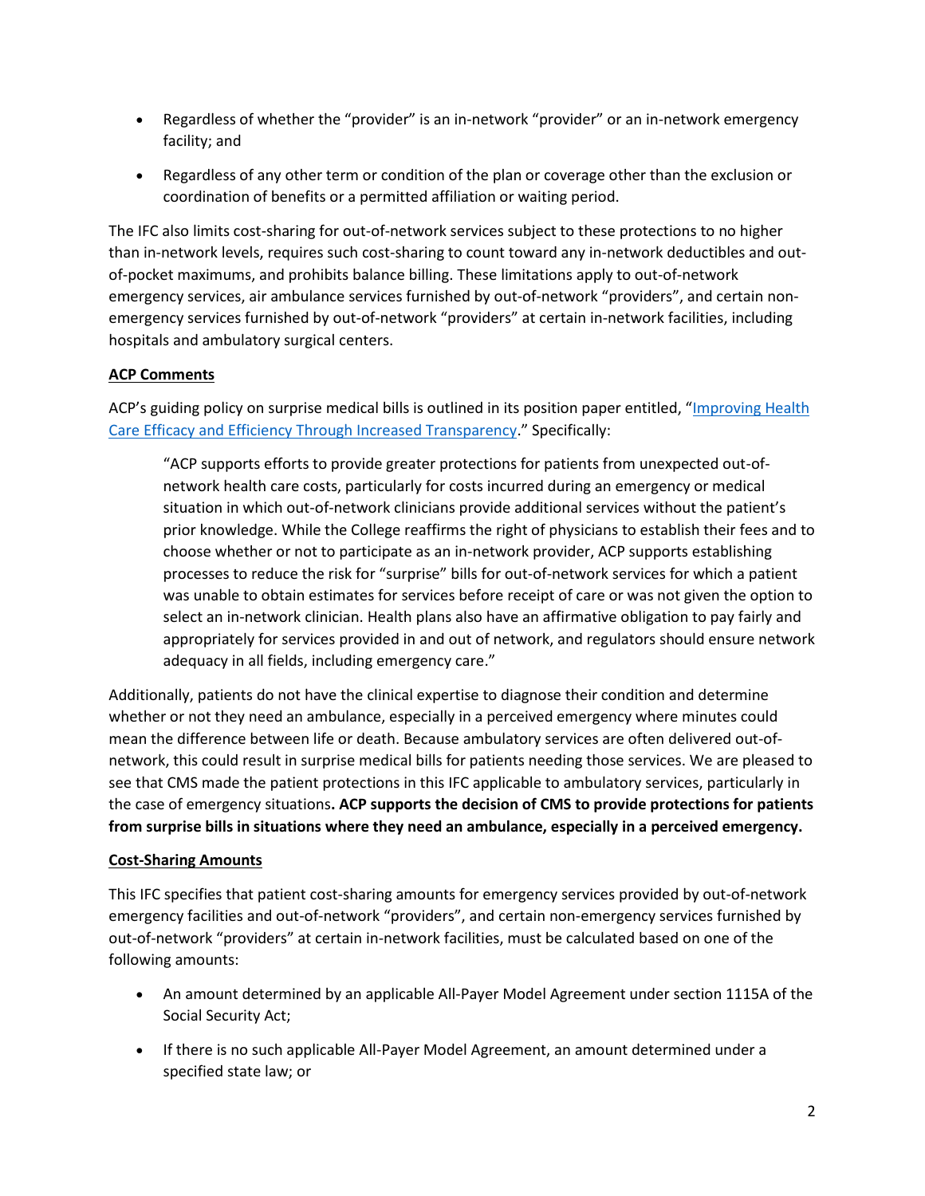- Regardless of whether the "provider" is an in-network "provider" or an in-network emergency facility; and
- Regardless of any other term or condition of the plan or coverage other than the exclusion or coordination of benefits or a permitted affiliation or waiting period.

The IFC also limits cost-sharing for out-of-network services subject to these protections to no higher than in-network levels, requires such cost-sharing to count toward any in-network deductibles and out-of-pocket maximums, and prohibits balance billing. These limitations apply to out-of-network emergency services, air ambulance services furnished by out-of-network "providers", and certain non-emergency services furnished by out-of-network "providers" at certain in-network facilities, including hospitals and ambulatory surgical centers.

**ACP Comments**

ACP's guiding policy on surprise medical bills is outlined in its position paper entitled, "[Improving Health Care Efficacy and Efficiency Through Increased Transparency](#)." Specifically:

> "ACP supports efforts to provide greater protections for patients from unexpected out-of-network health care costs, particularly for costs incurred during an emergency or medical situation in which out-of-network clinicians provide additional services without the patient's prior knowledge. While the College reaffirms the right of physicians to establish their fees and to choose whether or not to participate as an in-network provider, ACP supports establishing processes to reduce the risk for "surprise" bills for out-of-network services for which a patient was unable to obtain estimates for services before receipt of care or was not given the option to select an in-network clinician. Health plans also have an affirmative obligation to pay fairly and appropriately for services provided in and out of network, and regulators should ensure network adequacy in all fields, including emergency care."

Additionally, patients do not have the clinical expertise to diagnose their condition and determine whether or not they need an ambulance, especially in a perceived emergency where minutes could mean the difference between life or death. Because ambulatory services are often delivered out-of-network, this could result in surprise medical bills for patients needing those services. We are pleased to see that CMS made the patient protections in this IFC applicable to ambulatory services, particularly in the case of emergency situations**. ACP supports the decision of CMS to provide protections for patients from surprise bills in situations where they need an ambulance, especially in a perceived emergency.**

**Cost-Sharing Amounts**

This IFC specifies that patient cost-sharing amounts for emergency services provided by out-of-network emergency facilities and out-of-network "providers", and certain non-emergency services furnished by out-of-network "providers" at certain in-network facilities, must be calculated based on one of the following amounts:

- An amount determined by an applicable All-Payer Model Agreement under section 1115A of the Social Security Act;
- If there is no such applicable All-Payer Model Agreement, an amount determined under a specified state law; or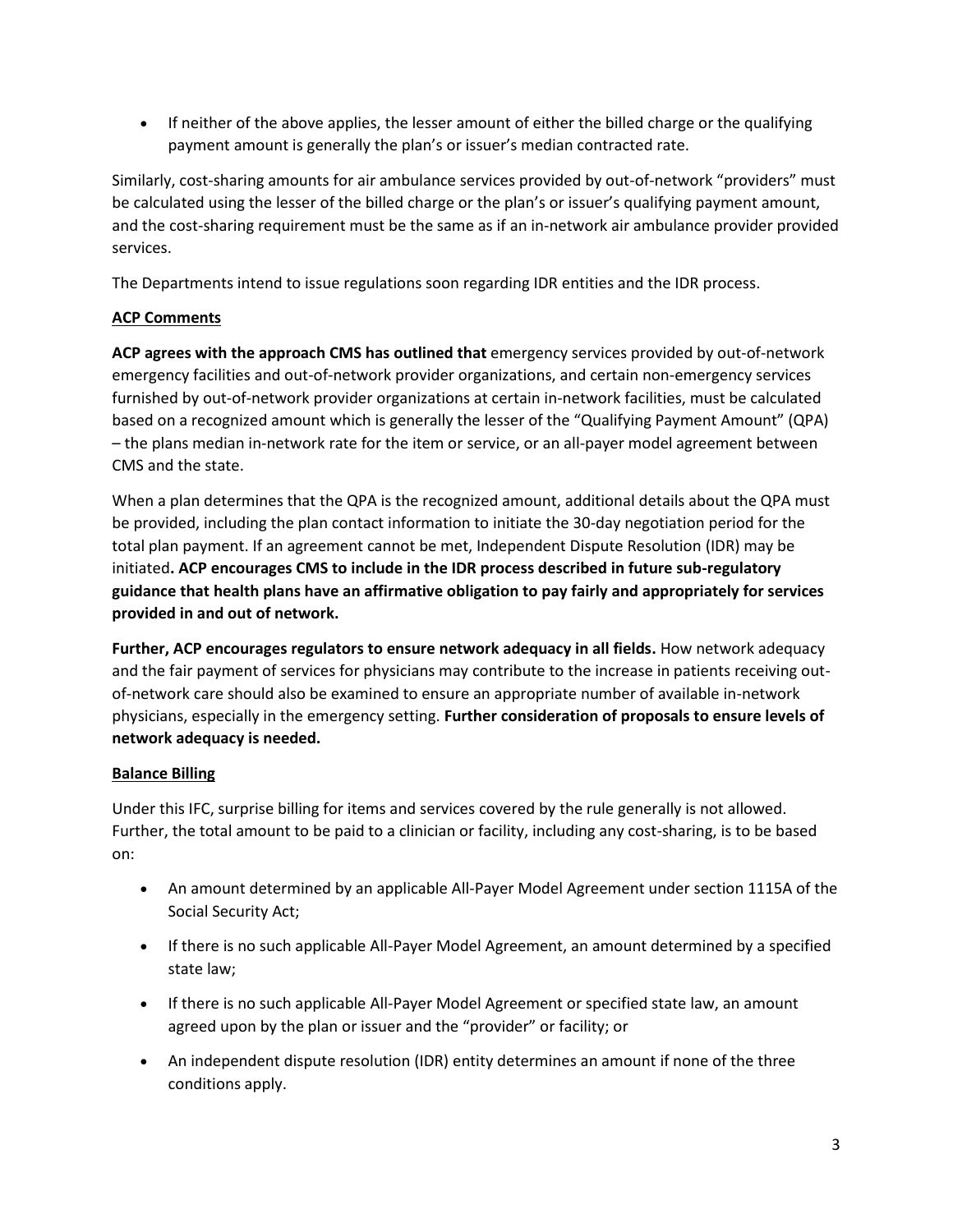- If neither of the above applies, the lesser amount of either the billed charge or the qualifying payment amount is generally the plan's or issuer's median contracted rate.

Similarly, cost-sharing amounts for air ambulance services provided by out-of-network "providers" must be calculated using the lesser of the billed charge or the plan's or issuer's qualifying payment amount, and the cost-sharing requirement must be the same as if an in-network air ambulance provider provided services.

The Departments intend to issue regulations soon regarding IDR entities and the IDR process.

**ACP Comments**

**ACP agrees with the approach CMS has outlined that** emergency services provided by out-of-network emergency facilities and out-of-network provider organizations, and certain non-emergency services furnished by out-of-network provider organizations at certain in-network facilities, must be calculated based on a recognized amount which is generally the lesser of the "Qualifying Payment Amount" (QPA) – the plans median in-network rate for the item or service, or an all-payer model agreement between CMS and the state.

When a plan determines that the QPA is the recognized amount, additional details about the QPA must be provided, including the plan contact information to initiate the 30-day negotiation period for the total plan payment. If an agreement cannot be met, Independent Dispute Resolution (IDR) may be initiated**. ACP encourages CMS to include in the IDR process described in future sub-regulatory guidance that health plans have an affirmative obligation to pay fairly and appropriately for services provided in and out of network.**

**Further, ACP encourages regulators to ensure network adequacy in all fields.** How network adequacy and the fair payment of services for physicians may contribute to the increase in patients receiving out-of-network care should also be examined to ensure an appropriate number of available in-network physicians, especially in the emergency setting. **Further consideration of proposals to ensure levels of network adequacy is needed.**

**Balance Billing**

Under this IFC, surprise billing for items and services covered by the rule generally is not allowed. Further, the total amount to be paid to a clinician or facility, including any cost-sharing, is to be based on:

- An amount determined by an applicable All-Payer Model Agreement under section 1115A of the Social Security Act;
- If there is no such applicable All-Payer Model Agreement, an amount determined by a specified state law;
- If there is no such applicable All-Payer Model Agreement or specified state law, an amount agreed upon by the plan or issuer and the "provider" or facility; or
- An independent dispute resolution (IDR) entity determines an amount if none of the three conditions apply.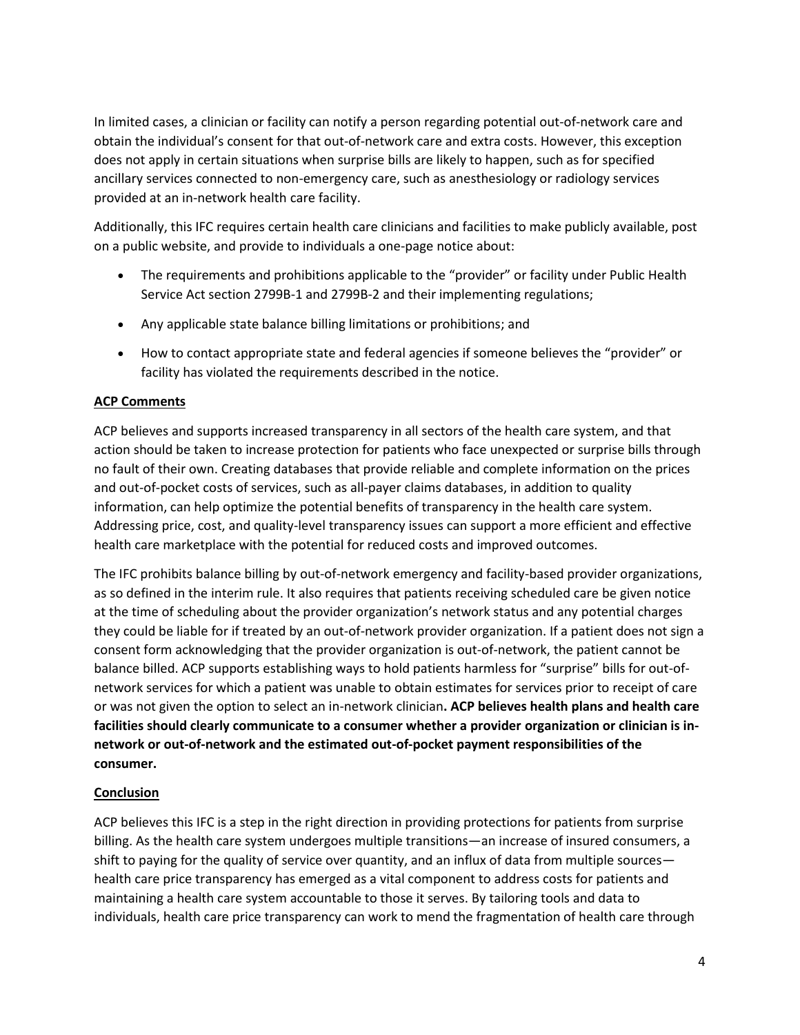In limited cases, a clinician or facility can notify a person regarding potential out-of-network care and obtain the individual's consent for that out-of-network care and extra costs. However, this exception does not apply in certain situations when surprise bills are likely to happen, such as for specified ancillary services connected to non-emergency care, such as anesthesiology or radiology services provided at an in-network health care facility.

Additionally, this IFC requires certain health care clinicians and facilities to make publicly available, post on a public website, and provide to individuals a one-page notice about:

- The requirements and prohibitions applicable to the "provider" or facility under Public Health Service Act section 2799B-1 and 2799B-2 and their implementing regulations;
- Any applicable state balance billing limitations or prohibitions; and
- How to contact appropriate state and federal agencies if someone believes the "provider" or facility has violated the requirements described in the notice.

**ACP Comments**

ACP believes and supports increased transparency in all sectors of the health care system, and that action should be taken to increase protection for patients who face unexpected or surprise bills through no fault of their own. Creating databases that provide reliable and complete information on the prices and out-of-pocket costs of services, such as all-payer claims databases, in addition to quality information, can help optimize the potential benefits of transparency in the health care system. Addressing price, cost, and quality-level transparency issues can support a more efficient and effective health care marketplace with the potential for reduced costs and improved outcomes.

The IFC prohibits balance billing by out-of-network emergency and facility-based provider organizations, as so defined in the interim rule. It also requires that patients receiving scheduled care be given notice at the time of scheduling about the provider organization's network status and any potential charges they could be liable for if treated by an out-of-network provider organization. If a patient does not sign a consent form acknowledging that the provider organization is out-of-network, the patient cannot be balance billed. ACP supports establishing ways to hold patients harmless for "surprise" bills for out-of-network services for which a patient was unable to obtain estimates for services prior to receipt of care or was not given the option to select an in-network clinician**. ACP believes health plans and health care facilities should clearly communicate to a consumer whether a provider organization or clinician is in-network or out-of-network and the estimated out-of-pocket payment responsibilities of the consumer.**

**Conclusion**

ACP believes this IFC is a step in the right direction in providing protections for patients from surprise billing. As the health care system undergoes multiple transitions—an increase of insured consumers, a shift to paying for the quality of service over quantity, and an influx of data from multiple sources—health care price transparency has emerged as a vital component to address costs for patients and maintaining a health care system accountable to those it serves. By tailoring tools and data to individuals, health care price transparency can work to mend the fragmentation of health care through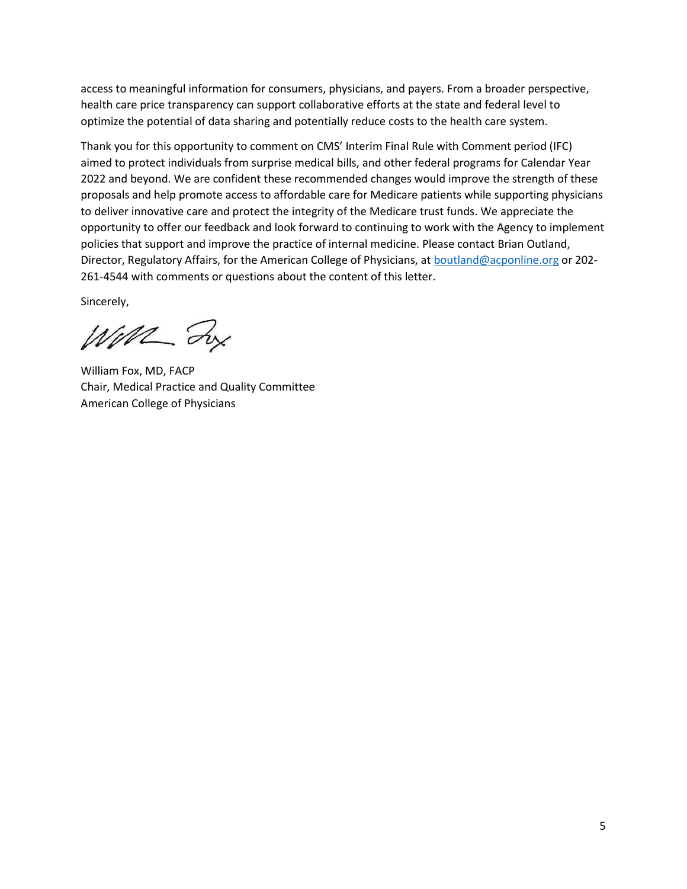access to meaningful information for consumers, physicians, and payers. From a broader perspective, health care price transparency can support collaborative efforts at the state and federal level to optimize the potential of data sharing and potentially reduce costs to the health care system.

Thank you for this opportunity to comment on CMS' Interim Final Rule with Comment period (IFC) aimed to protect individuals from surprise medical bills, and other federal programs for Calendar Year 2022 and beyond. We are confident these recommended changes would improve the strength of these proposals and help promote access to affordable care for Medicare patients while supporting physicians to deliver innovative care and protect the integrity of the Medicare trust funds. We appreciate the opportunity to offer our feedback and look forward to continuing to work with the Agency to implement policies that support and improve the practice of internal medicine. Please contact Brian Outland, Director, Regulatory Affairs, for the American College of Physicians, at boutland@acponline.org or 202-261-4544 with comments or questions about the content of this letter.

Sincerely,

William Fox, MD, FACP
Chair, Medical Practice and Quality Committee
American College of Physicians